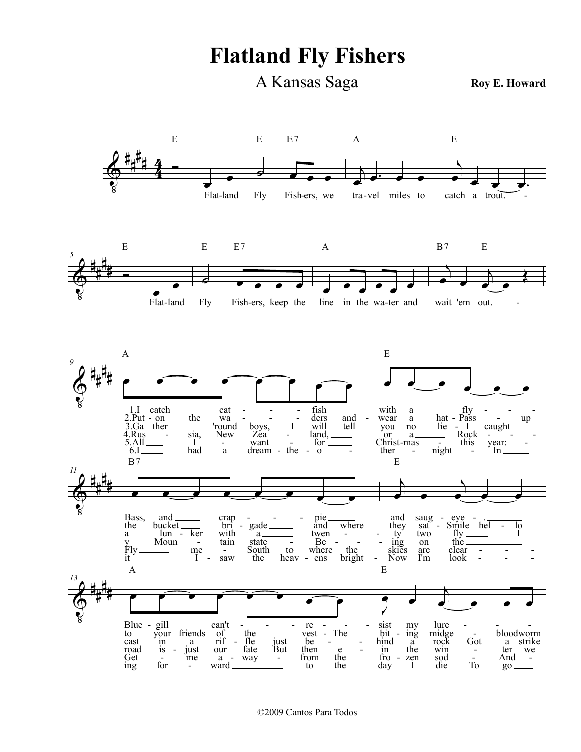# Flatland Fly Fishers

## A Kansas Saga

**Roy E. Howard**

E | E E7 | A | E

Flat-land Fly Fish-ers, we tra-vel miles to catch a trout.

E | E E7 | A | B7 E

Flat-land Fly Fish-ers, keep the line in the wa-ter and wait 'em out.

A | E | B7 | E | A | E

1. I catch cat-fish with a fly Bass, and crap-pie and saug-eye. Blue-gill can't re-sist my lure
2. Put-on the wa-ders and wear a hat-Pass up the bucket bri-gade and where they sat-Smile hel-lo to your friends of the vest-The bit-ing midge bloodworm
3. Ga-ther 'round boys, I will tell you no lie-I caught a lun-ker with a twen-ty two fly I cast in a rif-fle just be-hind a rock Got a strike
4. Rus-sia, New Zea-land, or a Rock-y Moun-tain state Be-ing on the road is just our fate But then e-in the win-ter we
5. All I want for Christ-mas this year: Fly me South to where the skies are clear Get me a-way from the fro-zen sod And
6. I had a dream the-o-ther night In it I saw the heav-ens bright Now I'm look-ing for-ward to the day I die To go

©2009 Cantos Para Todos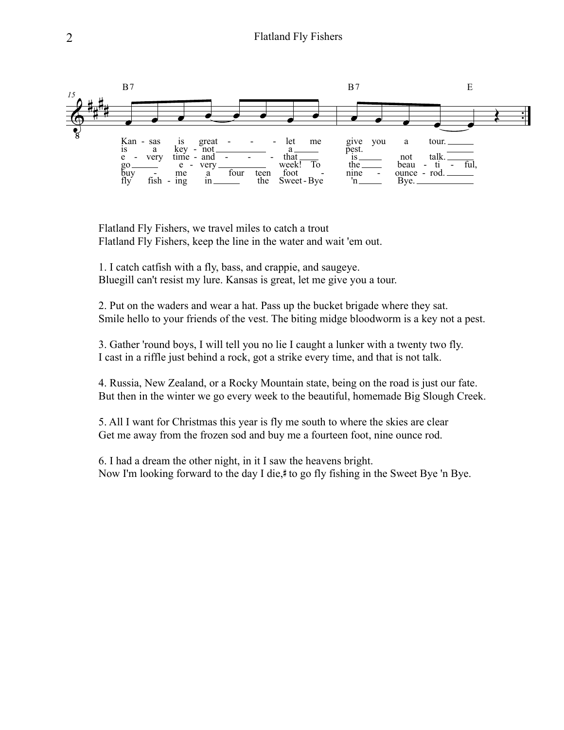Flatland Fly Fishers, we travel miles to catch a trout
Flatland Fly Fishers, keep the line in the water and wait 'em out.

1. I catch catfish with a fly, bass, and crappie, and saugeye.
Bluegill can't resist my lure. Kansas is great, let me give you a tour.

2. Put on the waders and wear a hat. Pass up the bucket brigade where they sat.
Smile hello to your friends of the vest. The biting midge bloodworm is a key not a pest.

3. Gather 'round boys, I will tell you no lie I caught a lunker with a twenty two fly.
I cast in a riffle just behind a rock, got a strike every time, and that is not talk.

4. Russia, New Zealand, or a Rocky Mountain state, being on the road is just our fate.
But then in the winter we go every week to the beautiful, homemade Big Slough Creek.

5. All I want for Christmas this year is fly me south to where the skies are clear
Get me away from the frozen sod and buy me a fourteen foot, nine ounce rod.

6. I had a dream the other night, in it I saw the heavens bright.
Now I'm looking forward to the day I die,♯ to go fly fishing in the Sweet Bye 'n Bye.